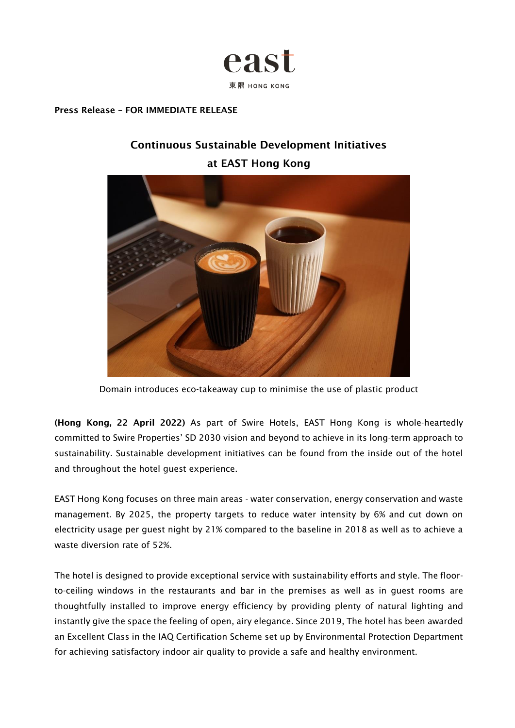east

東隅 HONG KONG

**Press Release – FOR IMMEDIATE RELEASE**

# Continuous Sustainable Development Initiatives at EAST Hong Kong

Domain introduces eco-takeaway cup to minimise the use of plastic product

**(Hong Kong, 22 April 2022)** As part of Swire Hotels, EAST Hong Kong is whole-heartedly committed to Swire Properties' SD 2030 vision and beyond to achieve in its long-term approach to sustainability. Sustainable development initiatives can be found from the inside out of the hotel and throughout the hotel guest experience.

EAST Hong Kong focuses on three main areas - water conservation, energy conservation and waste management. By 2025, the property targets to reduce water intensity by 6% and cut down on electricity usage per guest night by 21% compared to the baseline in 2018 as well as to achieve a waste diversion rate of 52%.

The hotel is designed to provide exceptional service with sustainability efforts and style. The floor-to-ceiling windows in the restaurants and bar in the premises as well as in guest rooms are thoughtfully installed to improve energy efficiency by providing plenty of natural lighting and instantly give the space the feeling of open, airy elegance. Since 2019, The hotel has been awarded an Excellent Class in the IAQ Certification Scheme set up by Environmental Protection Department for achieving satisfactory indoor air quality to provide a safe and healthy environment.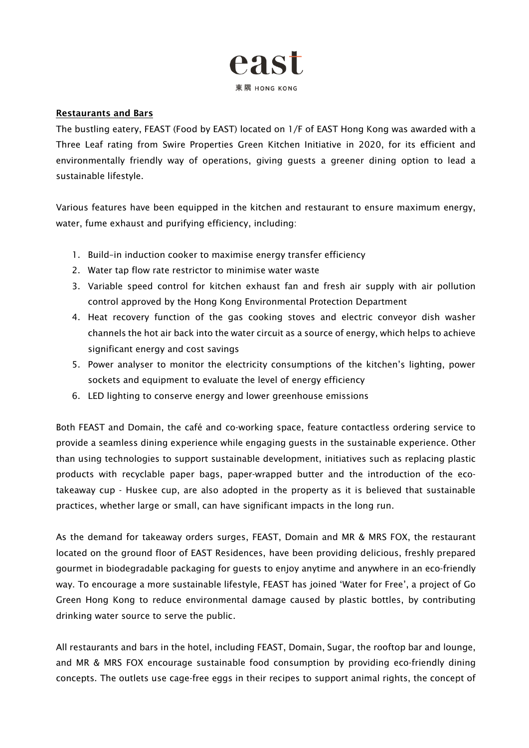**Restaurants and Bars**

The bustling eatery, FEAST (Food by EAST) located on 1/F of EAST Hong Kong was awarded with a Three Leaf rating from Swire Properties Green Kitchen Initiative in 2020, for its efficient and environmentally friendly way of operations, giving guests a greener dining option to lead a sustainable lifestyle.

Various features have been equipped in the kitchen and restaurant to ensure maximum energy, water, fume exhaust and purifying efficiency, including:

1. Build-in induction cooker to maximise energy transfer efficiency
2. Water tap flow rate restrictor to minimise water waste
3. Variable speed control for kitchen exhaust fan and fresh air supply with air pollution control approved by the Hong Kong Environmental Protection Department
4. Heat recovery function of the gas cooking stoves and electric conveyor dish washer channels the hot air back into the water circuit as a source of energy, which helps to achieve significant energy and cost savings
5. Power analyser to monitor the electricity consumptions of the kitchen's lighting, power sockets and equipment to evaluate the level of energy efficiency
6. LED lighting to conserve energy and lower greenhouse emissions

Both FEAST and Domain, the café and co-working space, feature contactless ordering service to provide a seamless dining experience while engaging guests in the sustainable experience. Other than using technologies to support sustainable development, initiatives such as replacing plastic products with recyclable paper bags, paper-wrapped butter and the introduction of the eco-takeaway cup - Huskee cup, are also adopted in the property as it is believed that sustainable practices, whether large or small, can have significant impacts in the long run.

As the demand for takeaway orders surges, FEAST, Domain and MR & MRS FOX, the restaurant located on the ground floor of EAST Residences, have been providing delicious, freshly prepared gourmet in biodegradable packaging for guests to enjoy anytime and anywhere in an eco-friendly way. To encourage a more sustainable lifestyle, FEAST has joined 'Water for Free', a project of Go Green Hong Kong to reduce environmental damage caused by plastic bottles, by contributing drinking water source to serve the public.

All restaurants and bars in the hotel, including FEAST, Domain, Sugar, the rooftop bar and lounge, and MR & MRS FOX encourage sustainable food consumption by providing eco-friendly dining concepts. The outlets use cage-free eggs in their recipes to support animal rights, the concept of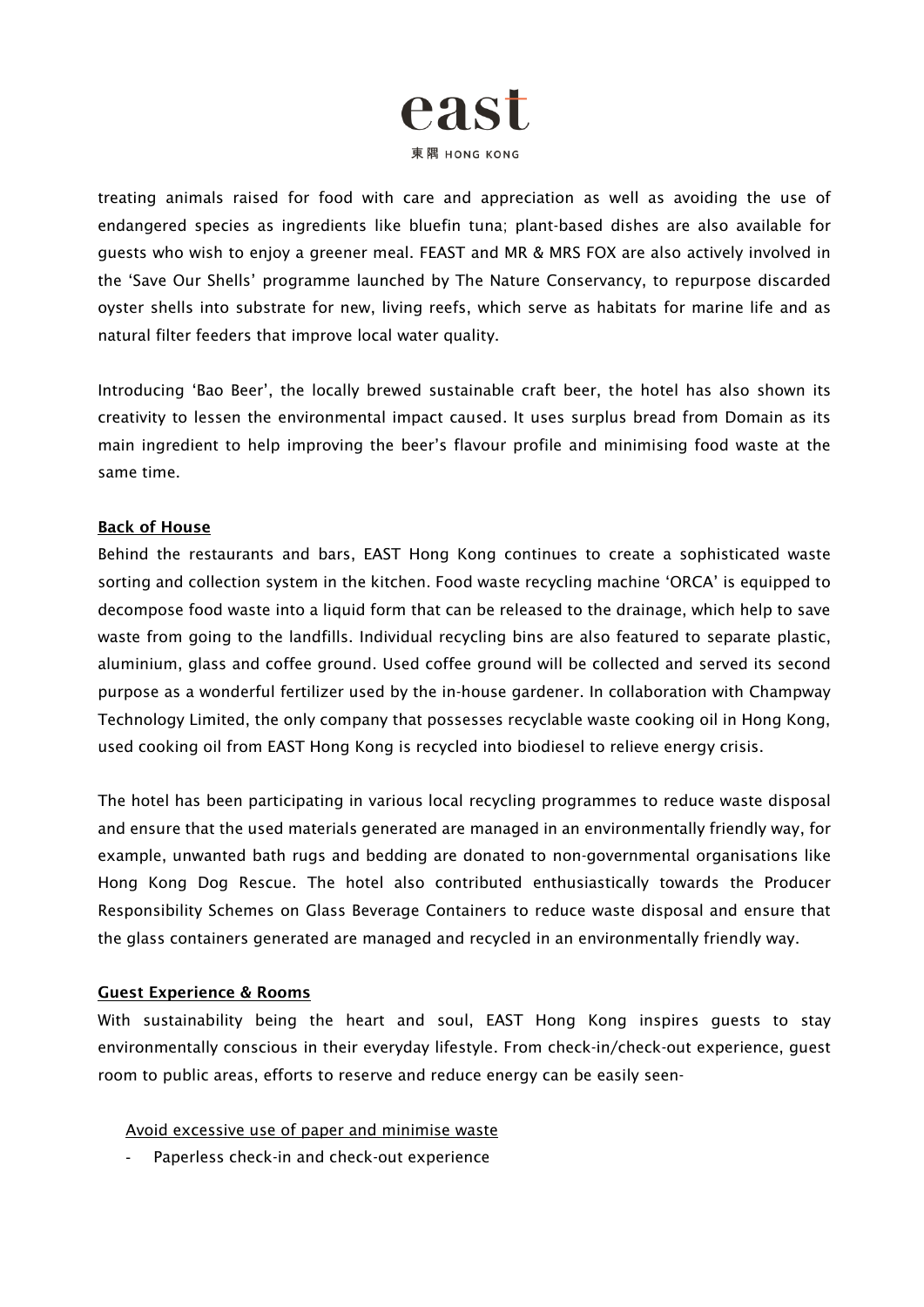treating animals raised for food with care and appreciation as well as avoiding the use of endangered species as ingredients like bluefin tuna; plant-based dishes are also available for guests who wish to enjoy a greener meal. FEAST and MR & MRS FOX are also actively involved in the 'Save Our Shells' programme launched by The Nature Conservancy, to repurpose discarded oyster shells into substrate for new, living reefs, which serve as habitats for marine life and as natural filter feeders that improve local water quality.

Introducing 'Bao Beer', the locally brewed sustainable craft beer, the hotel has also shown its creativity to lessen the environmental impact caused. It uses surplus bread from Domain as its main ingredient to help improving the beer's flavour profile and minimising food waste at the same time.

**Back of House**

Behind the restaurants and bars, EAST Hong Kong continues to create a sophisticated waste sorting and collection system in the kitchen. Food waste recycling machine 'ORCA' is equipped to decompose food waste into a liquid form that can be released to the drainage, which help to save waste from going to the landfills. Individual recycling bins are also featured to separate plastic, aluminium, glass and coffee ground. Used coffee ground will be collected and served its second purpose as a wonderful fertilizer used by the in-house gardener. In collaboration with Champway Technology Limited, the only company that possesses recyclable waste cooking oil in Hong Kong, used cooking oil from EAST Hong Kong is recycled into biodiesel to relieve energy crisis.

The hotel has been participating in various local recycling programmes to reduce waste disposal and ensure that the used materials generated are managed in an environmentally friendly way, for example, unwanted bath rugs and bedding are donated to non-governmental organisations like Hong Kong Dog Rescue. The hotel also contributed enthusiastically towards the Producer Responsibility Schemes on Glass Beverage Containers to reduce waste disposal and ensure that the glass containers generated are managed and recycled in an environmentally friendly way.

**Guest Experience & Rooms**

With sustainability being the heart and soul, EAST Hong Kong inspires guests to stay environmentally conscious in their everyday lifestyle. From check-in/check-out experience, guest room to public areas, efforts to reserve and reduce energy can be easily seen-

Avoid excessive use of paper and minimise waste

- Paperless check-in and check-out experience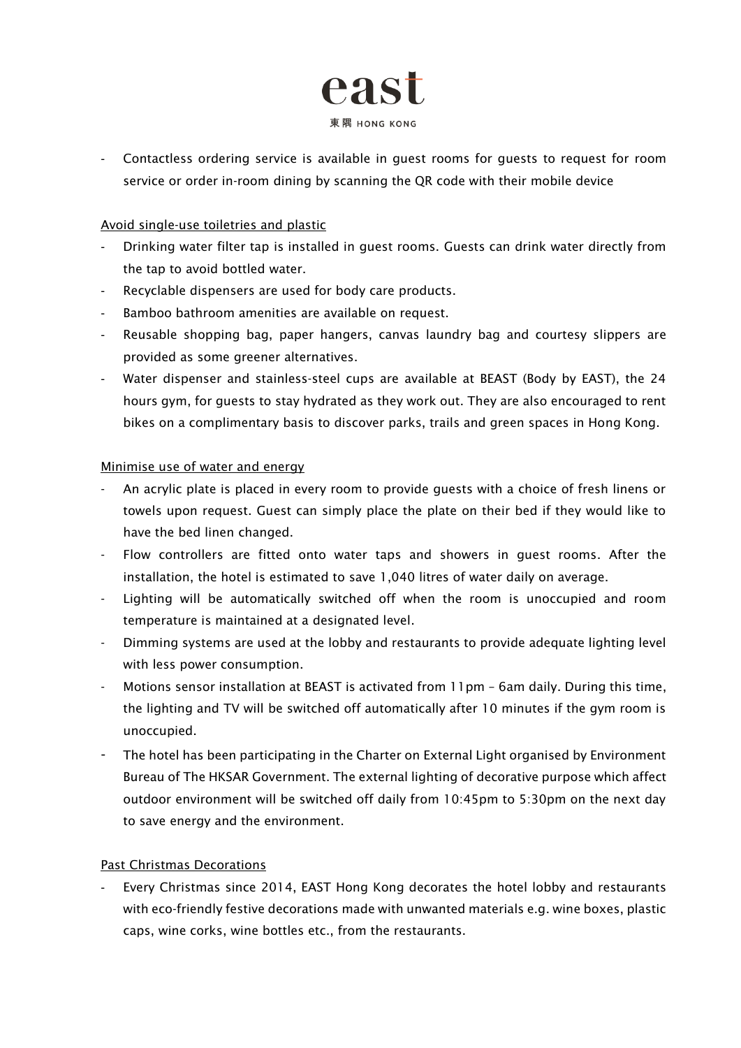- Contactless ordering service is available in guest rooms for guests to request for room service or order in-room dining by scanning the QR code with their mobile device

Avoid single-use toiletries and plastic

- Drinking water filter tap is installed in guest rooms. Guests can drink water directly from the tap to avoid bottled water.
- Recyclable dispensers are used for body care products.
- Bamboo bathroom amenities are available on request.
- Reusable shopping bag, paper hangers, canvas laundry bag and courtesy slippers are provided as some greener alternatives.
- Water dispenser and stainless-steel cups are available at BEAST (Body by EAST), the 24 hours gym, for guests to stay hydrated as they work out. They are also encouraged to rent bikes on a complimentary basis to discover parks, trails and green spaces in Hong Kong.

Minimise use of water and energy

- An acrylic plate is placed in every room to provide guests with a choice of fresh linens or towels upon request. Guest can simply place the plate on their bed if they would like to have the bed linen changed.
- Flow controllers are fitted onto water taps and showers in guest rooms. After the installation, the hotel is estimated to save 1,040 litres of water daily on average.
- Lighting will be automatically switched off when the room is unoccupied and room temperature is maintained at a designated level.
- Dimming systems are used at the lobby and restaurants to provide adequate lighting level with less power consumption.
- Motions sensor installation at BEAST is activated from 11pm – 6am daily. During this time, the lighting and TV will be switched off automatically after 10 minutes if the gym room is unoccupied.
- The hotel has been participating in the Charter on External Light organised by Environment Bureau of The HKSAR Government. The external lighting of decorative purpose which affect outdoor environment will be switched off daily from 10:45pm to 5:30pm on the next day to save energy and the environment.

Past Christmas Decorations

- Every Christmas since 2014, EAST Hong Kong decorates the hotel lobby and restaurants with eco-friendly festive decorations made with unwanted materials e.g. wine boxes, plastic caps, wine corks, wine bottles etc., from the restaurants.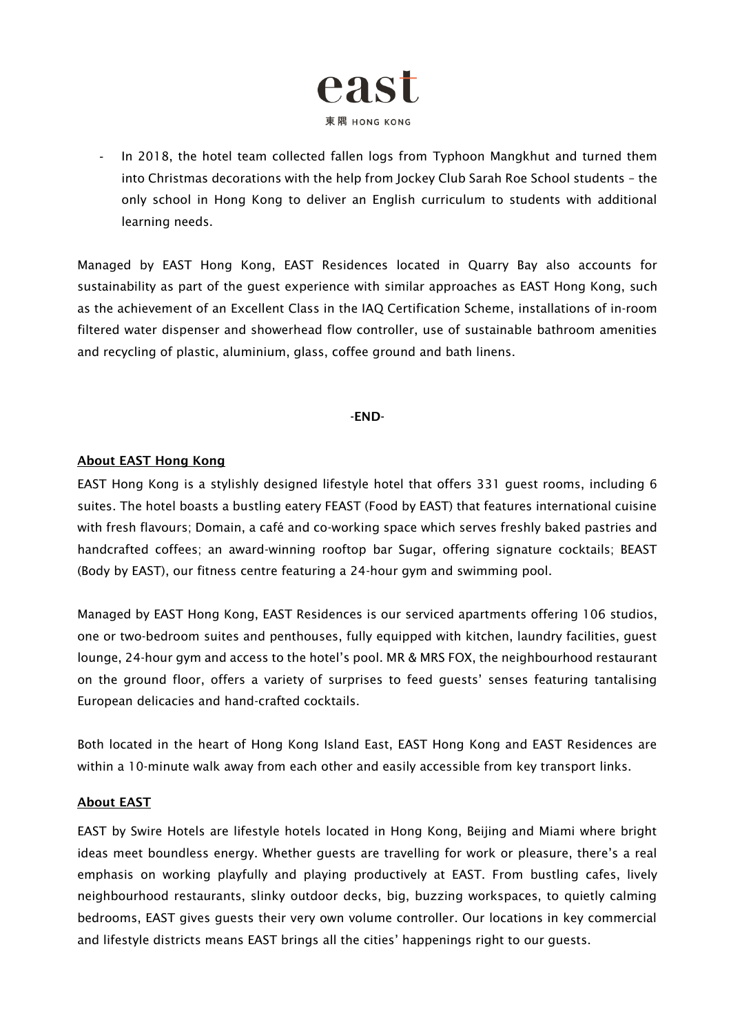- In 2018, the hotel team collected fallen logs from Typhoon Mangkhut and turned them into Christmas decorations with the help from Jockey Club Sarah Roe School students – the only school in Hong Kong to deliver an English curriculum to students with additional learning needs.

Managed by EAST Hong Kong, EAST Residences located in Quarry Bay also accounts for sustainability as part of the guest experience with similar approaches as EAST Hong Kong, such as the achievement of an Excellent Class in the IAQ Certification Scheme, installations of in-room filtered water dispenser and showerhead flow controller, use of sustainable bathroom amenities and recycling of plastic, aluminium, glass, coffee ground and bath linens.

**-END-**

## About EAST Hong Kong

EAST Hong Kong is a stylishly designed lifestyle hotel that offers 331 guest rooms, including 6 suites. The hotel boasts a bustling eatery FEAST (Food by EAST) that features international cuisine with fresh flavours; Domain, a café and co-working space which serves freshly baked pastries and handcrafted coffees; an award-winning rooftop bar Sugar, offering signature cocktails; BEAST (Body by EAST), our fitness centre featuring a 24-hour gym and swimming pool.

Managed by EAST Hong Kong, EAST Residences is our serviced apartments offering 106 studios, one or two-bedroom suites and penthouses, fully equipped with kitchen, laundry facilities, guest lounge, 24-hour gym and access to the hotel's pool. MR & MRS FOX, the neighbourhood restaurant on the ground floor, offers a variety of surprises to feed guests' senses featuring tantalising European delicacies and hand-crafted cocktails.

Both located in the heart of Hong Kong Island East, EAST Hong Kong and EAST Residences are within a 10-minute walk away from each other and easily accessible from key transport links.

## About EAST

EAST by Swire Hotels are lifestyle hotels located in Hong Kong, Beijing and Miami where bright ideas meet boundless energy. Whether guests are travelling for work or pleasure, there's a real emphasis on working playfully and playing productively at EAST. From bustling cafes, lively neighbourhood restaurants, slinky outdoor decks, big, buzzing workspaces, to quietly calming bedrooms, EAST gives guests their very own volume controller. Our locations in key commercial and lifestyle districts means EAST brings all the cities' happenings right to our guests.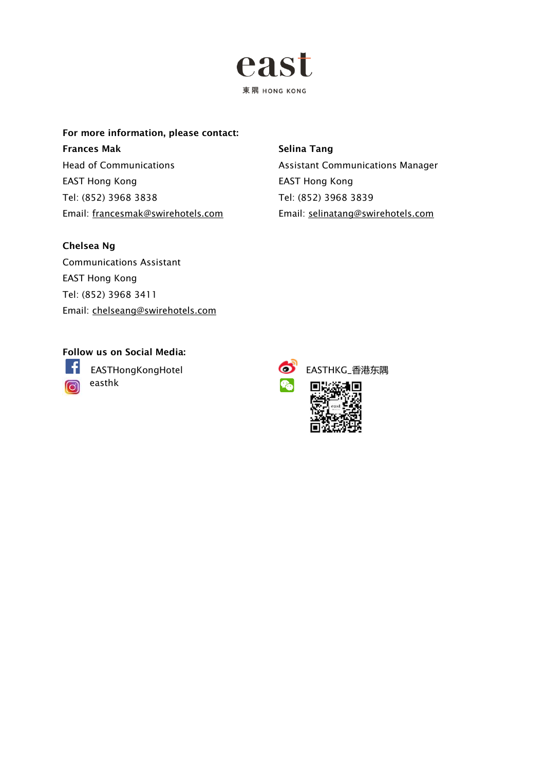east

東隅 HONG KONG

**For more information, please contact:**

**Frances Mak**
Head of Communications
EAST Hong Kong
Tel: (852) 3968 3838
Email: francesmak@swirehotels.com

**Selina Tang**
Assistant Communications Manager
EAST Hong Kong
Tel: (852) 3968 3839
Email: selinatang@swirehotels.com

**Chelsea Ng**
Communications Assistant
EAST Hong Kong
Tel: (852) 3968 3411
Email: chelseang@swirehotels.com

**Follow us on Social Media:**

EASTHongKongHotel
easthk
EASTHKG_香港东隅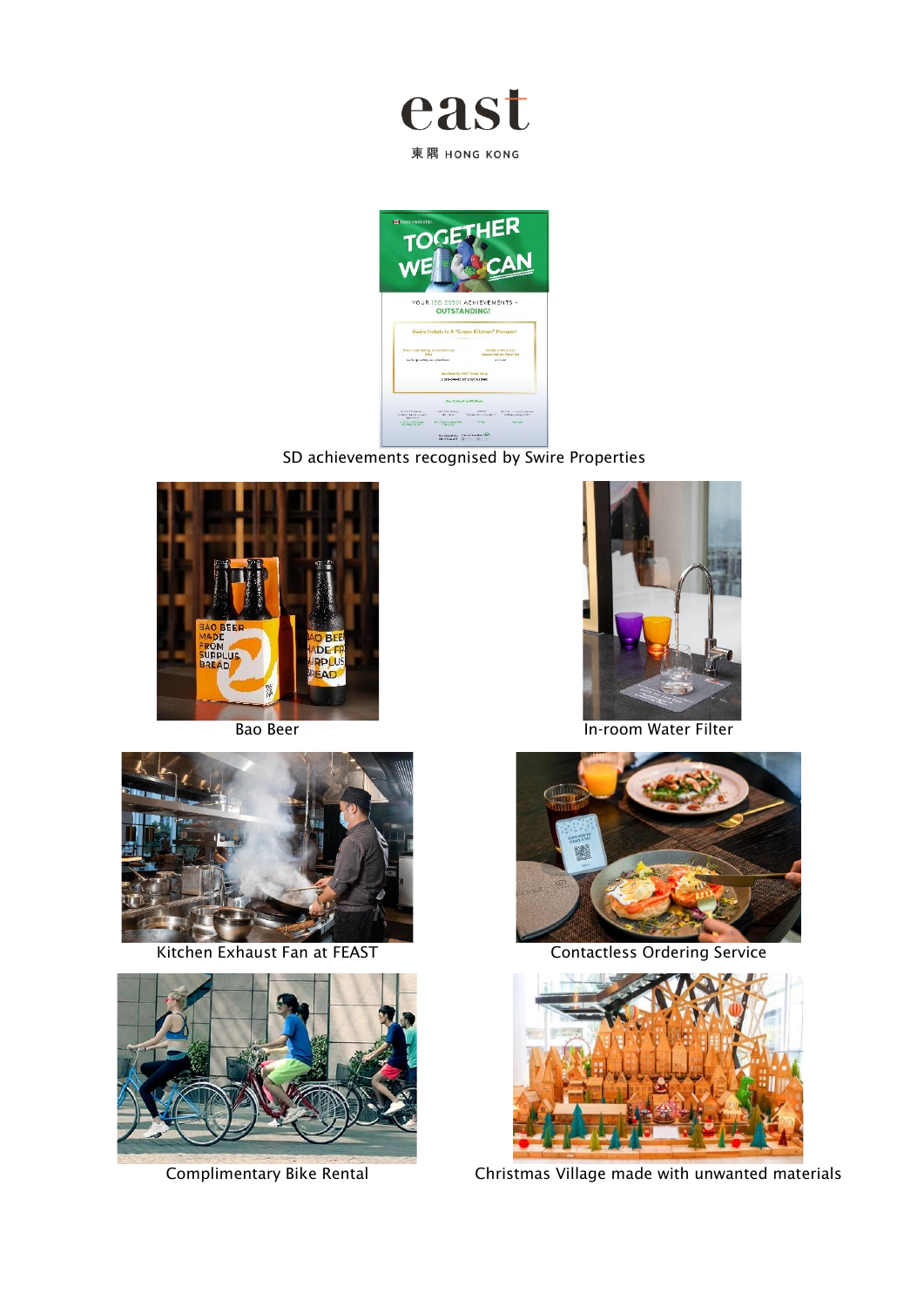east

東隅 HONG KONG

SD achievements recognised by Swire Properties

Bao Beer

In-room Water Filter

Kitchen Exhaust Fan at FEAST

Contactless Ordering Service

Complimentary Bike Rental

Christmas Village made with unwanted materials